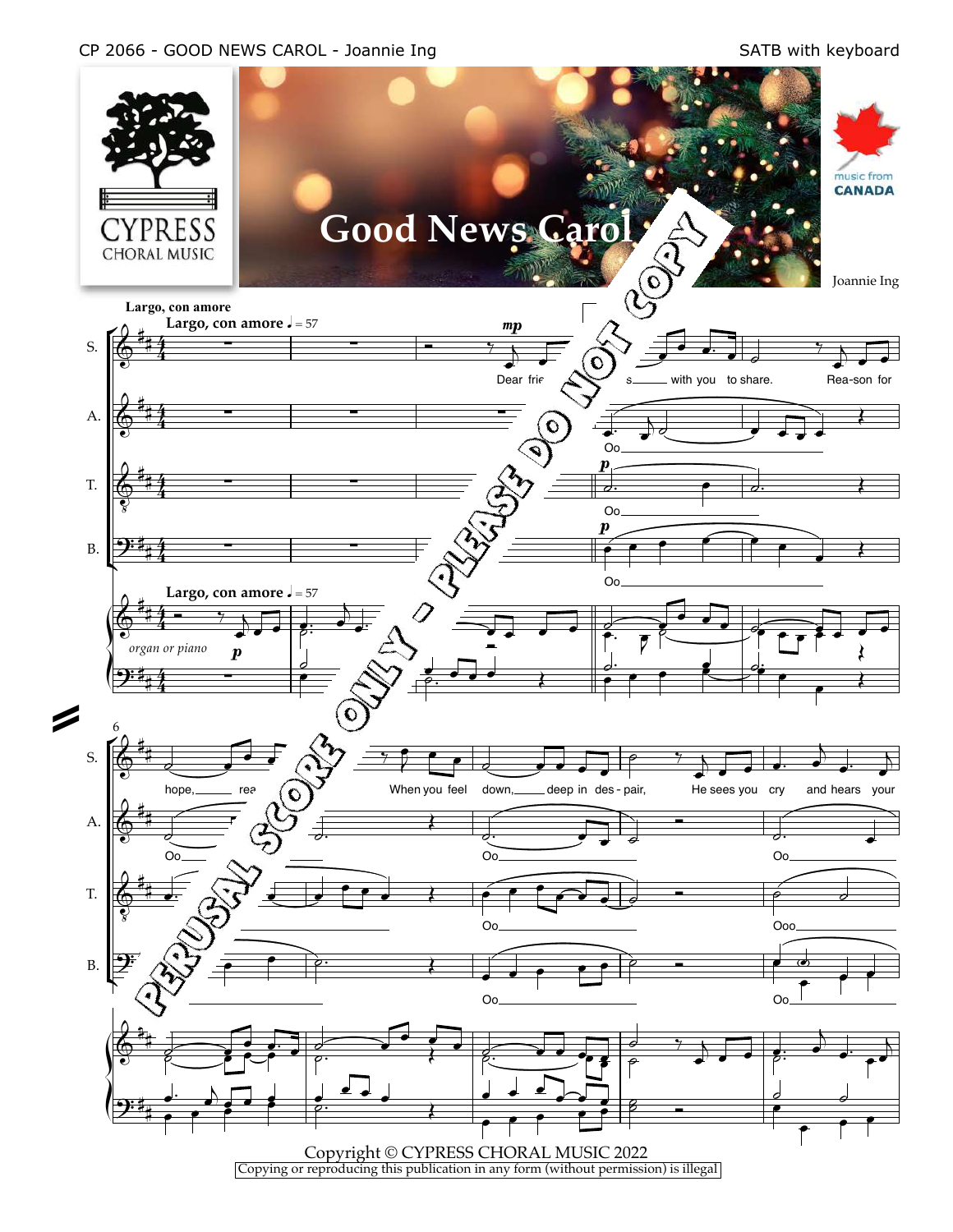CP 2066 - GOOD NEWS CAROL - Joannie Ing

SATB with keyboard

CYPRESS CHORAL MUSIC

music from CANADA

# Good News Carol

Joannie Ing

PERUSAL SCORE ONLY - PLEASE DO NOT COPY

**Largo, con amore** ♩ = 57

S. *mp* Dear frie... s___ with you to share. Rea-son for

A. Oo___

T. *p* Oo___

B. *p* Oo___

*organ or piano* *p*

S. hope,___ rea... When you feel down,___ deep in des - pair, He sees you cry and hears your

A. Oo___ Oo___ Oo___

T. Oo___ Ooo___

B. Oo___ Oo___

Copyright © CYPRESS CHORAL MUSIC 2022

Copying or reproducing this publication in any form (without permission) is illegal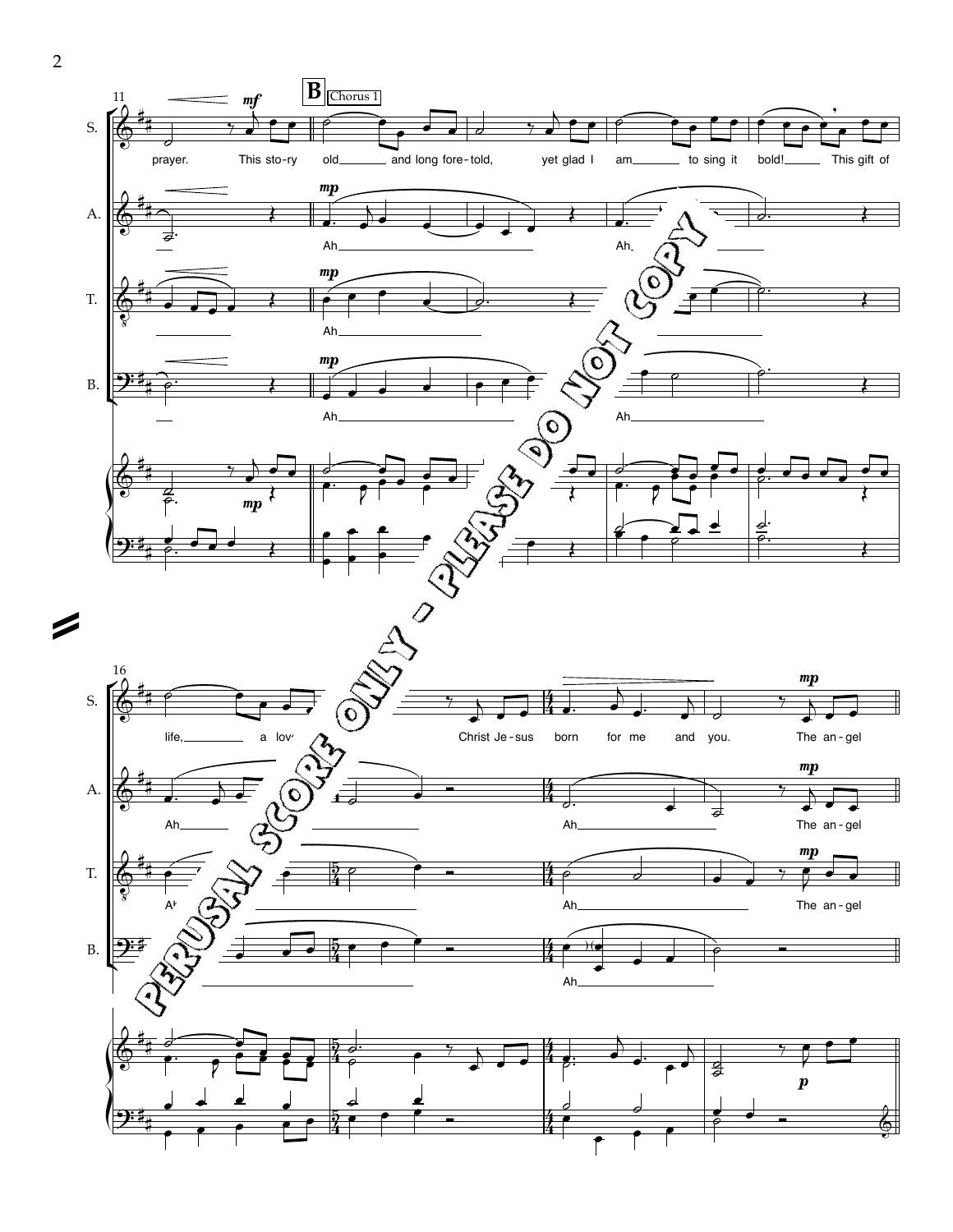**B** Chorus 1

S.: prayer. This sto-ry old and long fore-told, yet glad I am to sing it bold! This gift of

A.: Ah Ah

T.: Ah

B.: Ah Ah

S.: life, a lov... Christ Je-sus born for me and you. The an-gel

A.: Ah Ah The an-gel

T.: Ah Ah The an-gel

B.: Ah

PERUSAL SCORE ONLY - PLEASE DO NOT COPY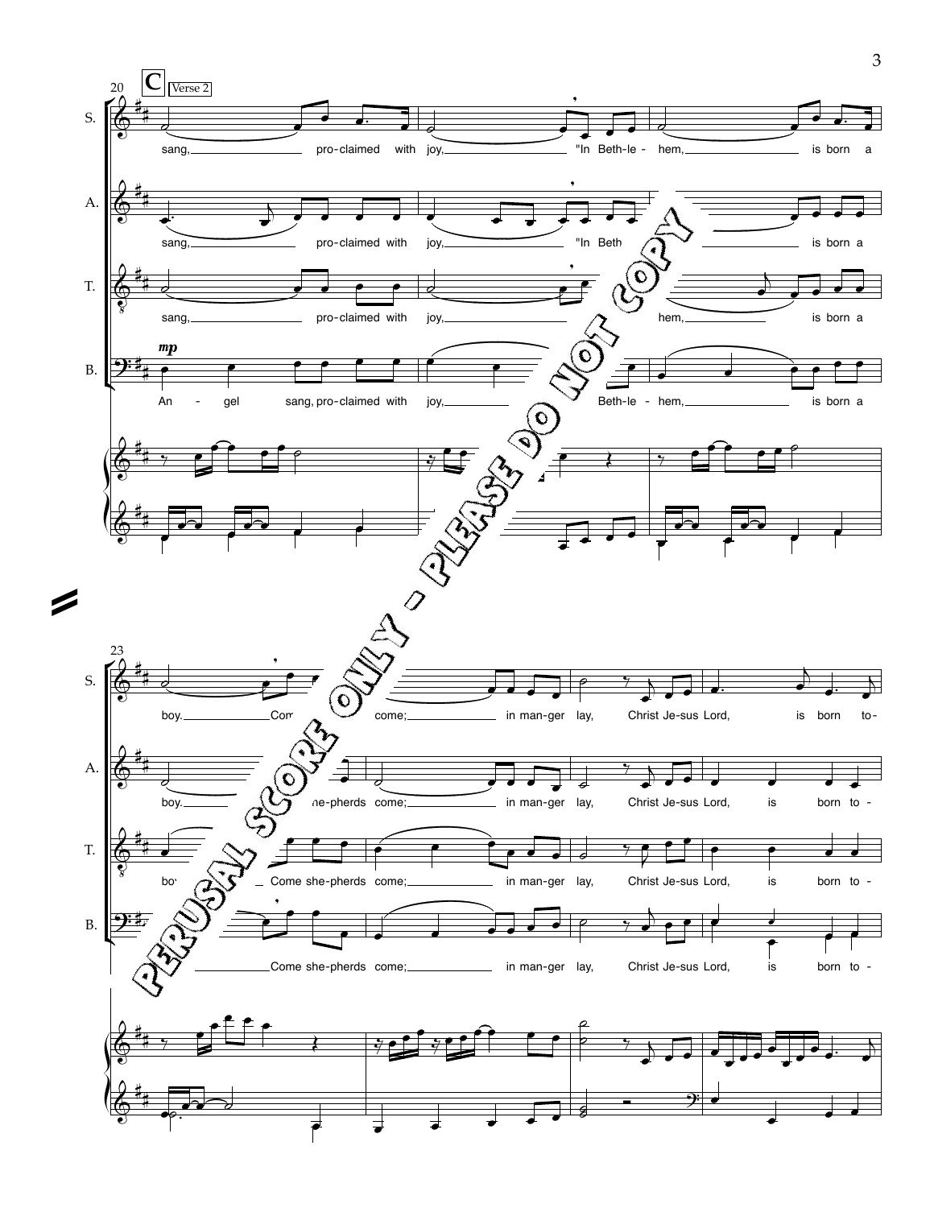**C** Verse 2

S. sang, pro-claimed with joy, "In Beth-le - hem, is born a

A. sang, pro-claimed with joy, "In Beth is born a

T. sang, pro-claimed with joy, hem, is born a

B. *mp* An - gel sang, pro-claimed with joy, Beth-le - hem, is born a

S. boy. Com come; in man-ger lay, Christ Je-sus Lord, is born to-

A. boy. she-pherds come; in man-ger lay, Christ Je-sus Lord, is born to-

T. boy Come she-pherds come; in man-ger lay, Christ Je-sus Lord, is born to-

B. Come she-pherds come; in man-ger lay, Christ Je-sus Lord, is born to-

PERUSAL SCORE ONLY - PLEASE DO NOT COPY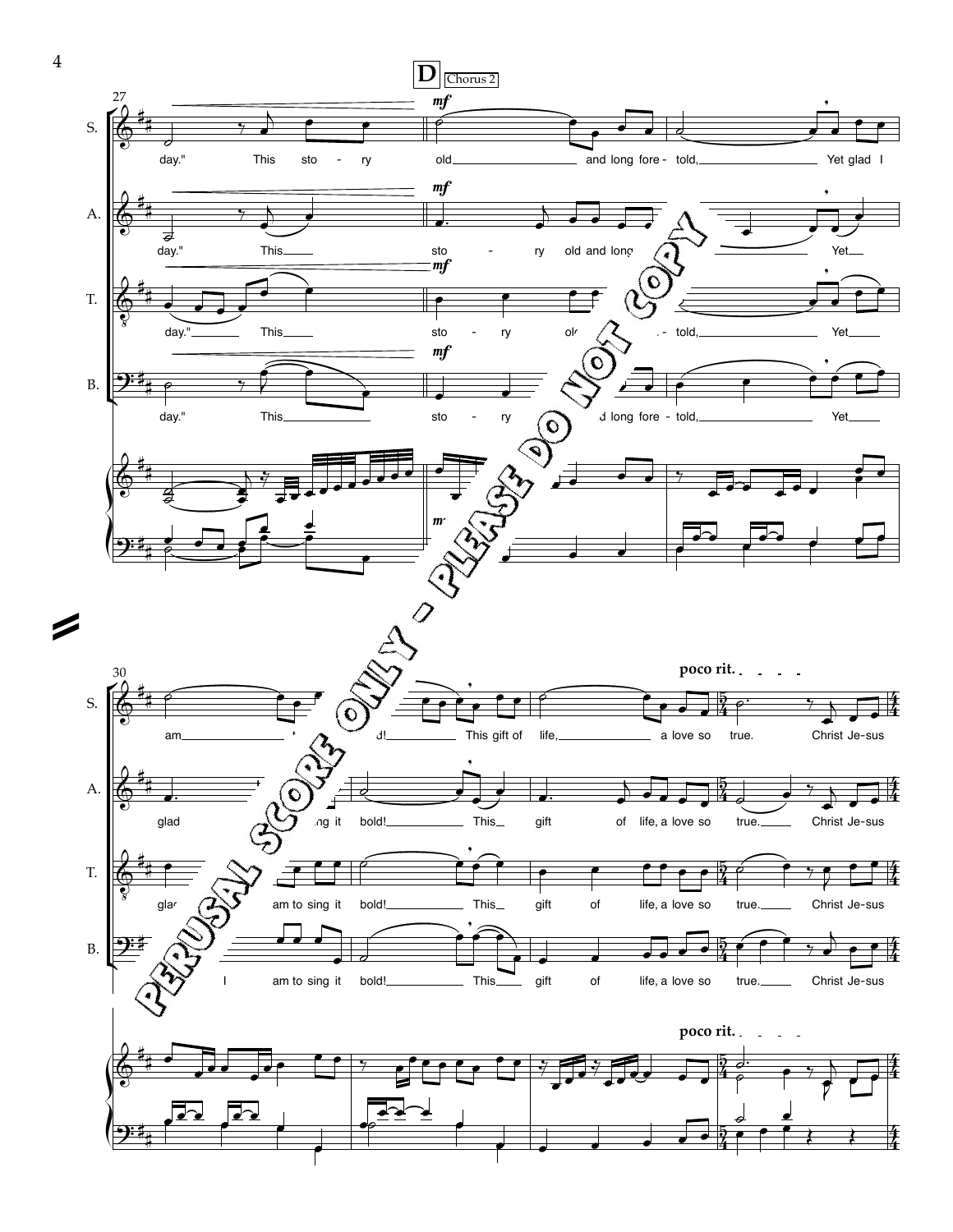**D** Chorus 2

*mf*

S. day." This sto - ry old and long fore - told, Yet glad I am ... d! This gift of life, a love so true. Christ Je-sus

A. day." This sto - ry old and long ... Yet glad ... ng it bold! This gift of life, a love so true. Christ Je-sus

T. day." This sto - ry ol... told, Yet glad ... am to sing it bold! This gift of life, a love so true. Christ Je-sus

B. day." This sto - ry ...d long fore - told, Yet ... I am to sing it bold! This gift of life, a love so true. Christ Je-sus

**poco rit.**

PERUSAL SCORE ONLY - PLEASE DO NOT COPY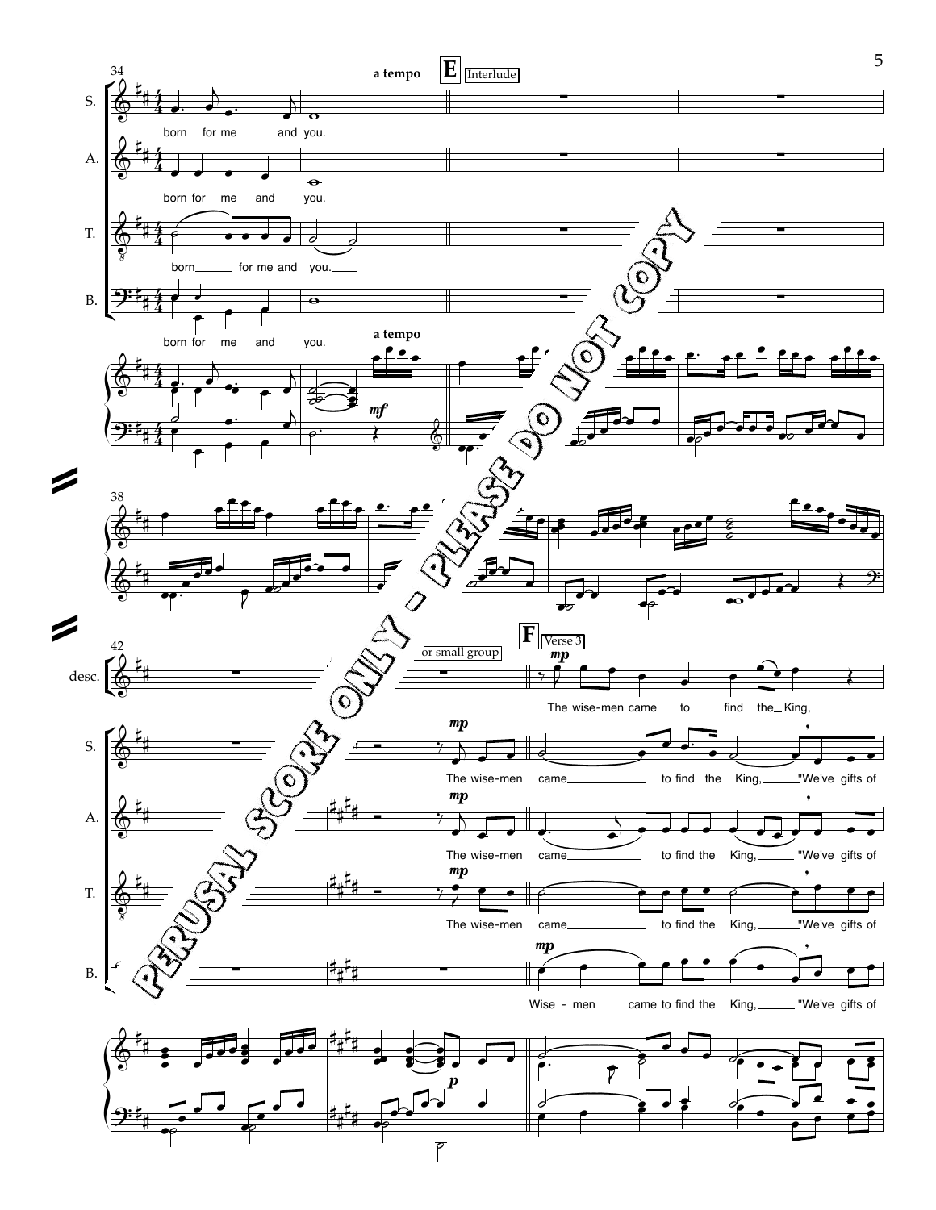a tempo

**E** Interlude

born for me and you.

born for me and you.

born for me and you.

born for me and you.

a tempo

*mf*

or small group

**F** Verse 3

*mp*

The wise-men came to find the King,

The wise-men came to find the King, "We've gifts of

The wise-men came to find the King, "We've gifts of

The wise-men came to find the King, "We've gifts of

Wise - men came to find the King, "We've gifts of

*p*

PERUSAL SCORE ONLY - PLEASE DO NOT COPY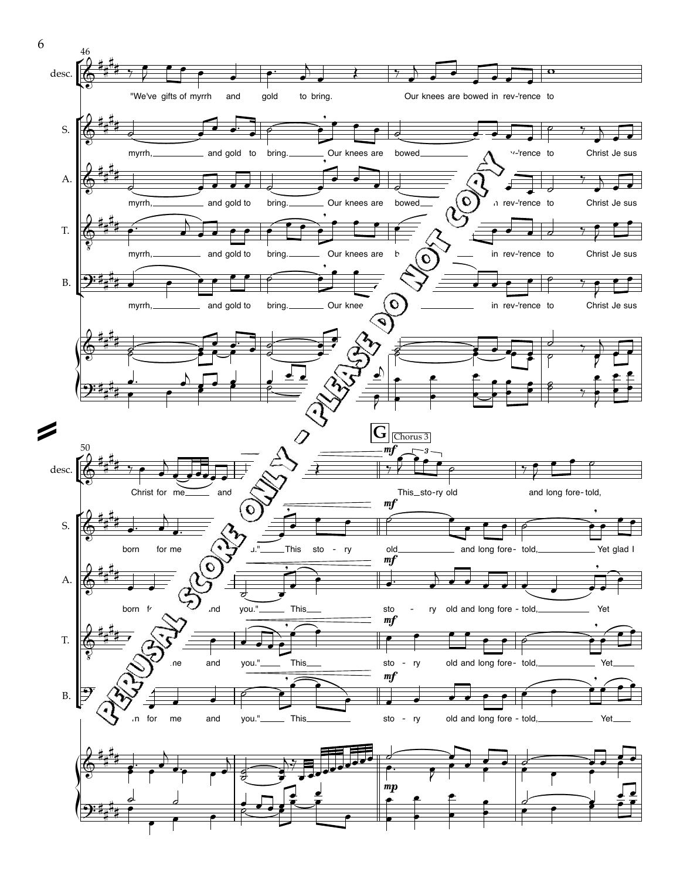**G** Chorus 3

desc.: "We've gifts of myrrh and gold to bring. Our knees are bowed in rev-'rence to Christ for me and you." This story old and long fore-told,

S.: myrrh, and gold to bring. Our knees are bowed in rev-'rence to Christ Je sus born for me and you." This sto - ry old and long fore- told, Yet glad I

A.: myrrh, and gold to bring. Our knees are bowed in rev-'rence to Christ Je sus born for me and you." This sto - ry old and long fore - told, Yet

T.: myrrh, and gold to bring. Our knees are bowed in rev-'rence to Christ Je sus born for me and you." This sto - ry old and long fore- told, Yet

B.: myrrh, and gold to bring. Our knees are bowed in rev-'rence to Christ Je sus born for me and you." This sto - ry old and long fore - told, Yet

PERUSAL SCORE ONLY - PLEASE DO NOT COPY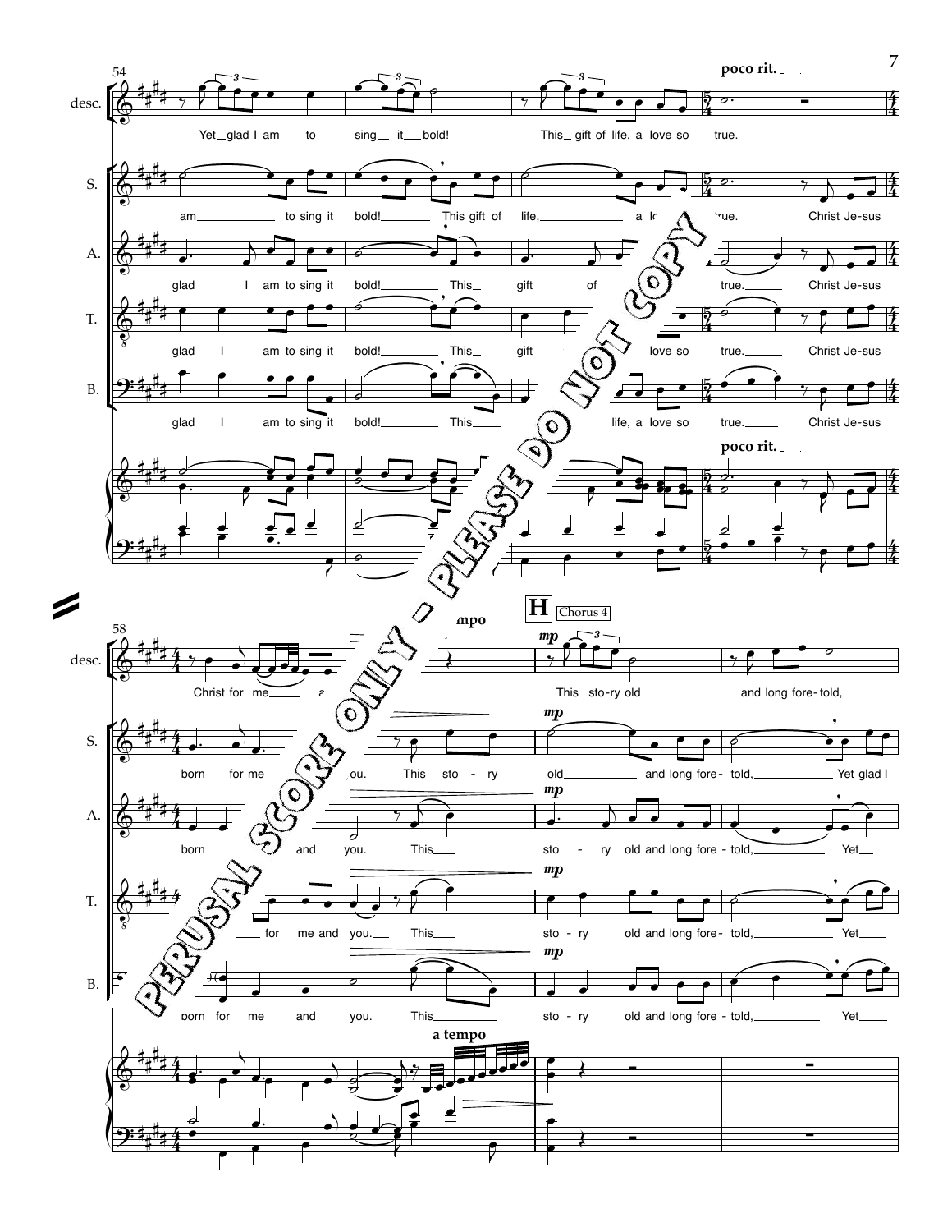54

poco rit.

desc. Yet glad I am to sing it bold! This gift of life, a love so true.

S. am to sing it bold! This gift of life, a lo... true. Christ Je-sus

A. glad I am to sing it bold! This gift of ... true. Christ Je-sus

T. glad I am to sing it bold! This gift ... love so true. Christ Je-sus

B. glad I am to sing it bold! This ... life, a love so true. Christ Je-sus

poco rit.

58

a tempo

**H** Chorus 4

*mp*

desc. Christ for me ... This sto-ry old and long fore-told,

S. born for me ... you. This sto - ry old and long fore- told, Yet glad I

A. born ... and you. This sto - ry old and long fore - told, Yet

T. ... for me and you. This sto - ry old and long fore- told, Yet

B. born for me and you. This sto - ry old and long fore - told, Yet

a tempo

PERUSAL SCORE ONLY - PLEASE DO NOT COPY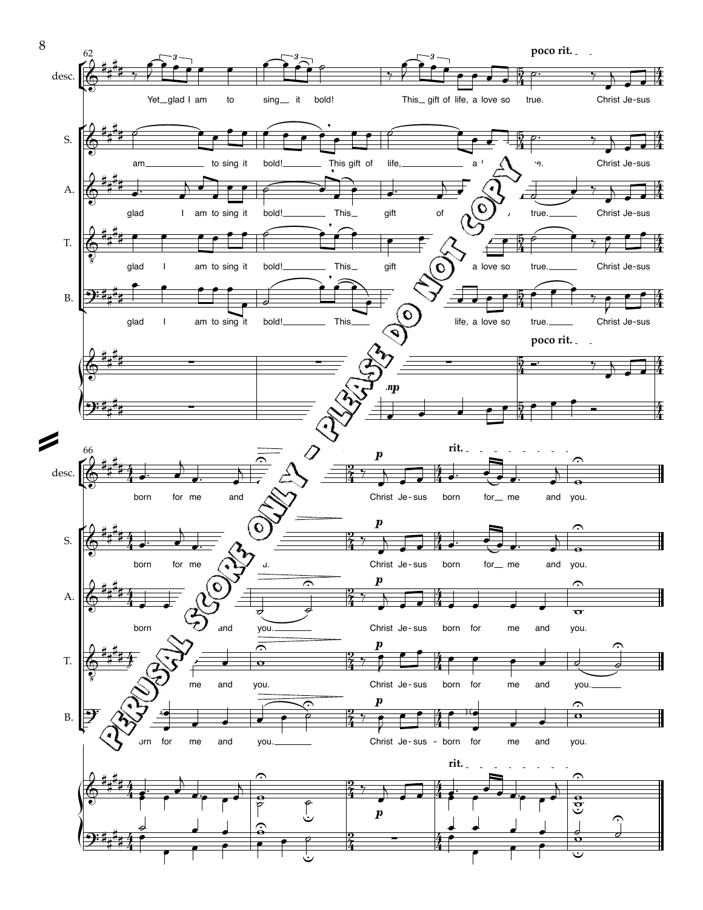62

desc.: Yet glad I am to sing it bold! This gift of life, a love so true. Christ Je-sus

S.: am to sing it bold! This gift of life, a love so true. Christ Je-sus

A.: glad I am to sing it bold! This gift of life, a love so true. Christ Je-sus

T.: glad I am to sing it bold! This gift of life, a love so true. Christ Je-sus

B.: glad I am to sing it bold! This gift of life, a love so true. Christ Je-sus

**poco rit.**

*mp*

66

desc.: born for me and you. Christ Je-sus born for me and you.

S.: born for me and you. Christ Je-sus born for me and you.

A.: born for me and you. Christ Je-sus born for me and you.

T.: born for me and you. Christ Je-sus born for me and you.

B.: born for me and you. Christ Je-sus - born for me and you.

*p*

**rit.**

PERUSAL SCORE ONLY - PLEASE DO NOT COPY